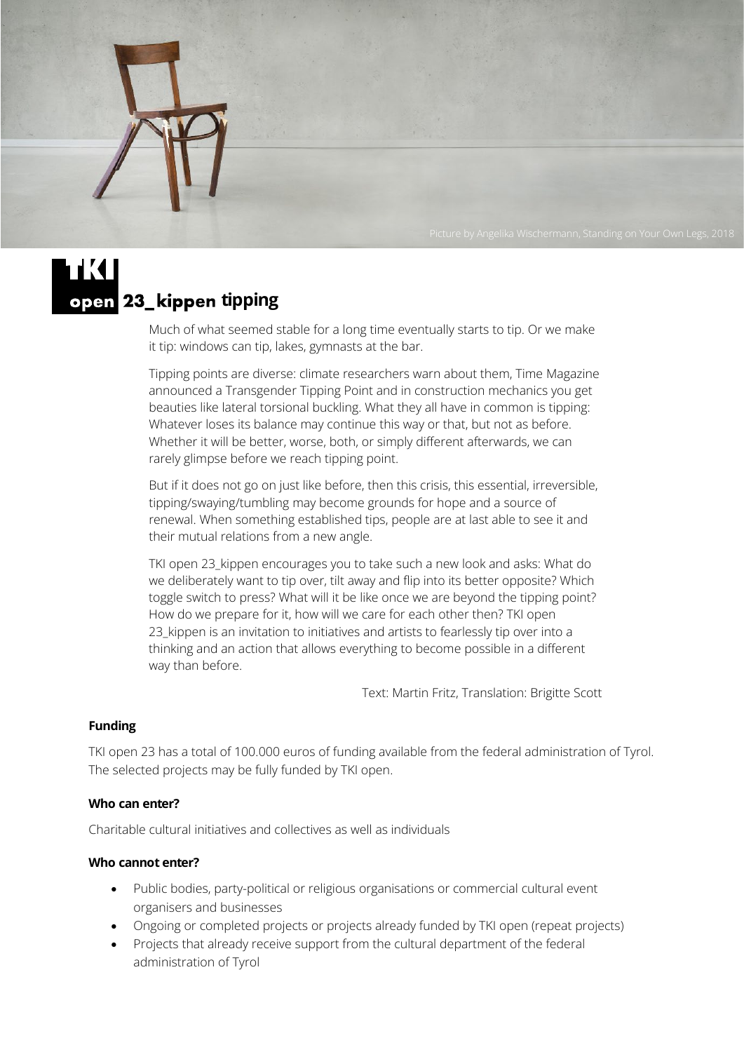Picture by Angelika Wischermann, Standing on Your Own Legs, 2018

# TKI open 23_kippen tipping

Much of what seemed stable for a long time eventually starts to tip. Or we make it tip: windows can tip, lakes, gymnasts at the bar.

Tipping points are diverse: climate researchers warn about them, Time Magazine announced a Transgender Tipping Point and in construction mechanics you get beauties like lateral torsional buckling. What they all have in common is tipping: Whatever loses its balance may continue this way or that, but not as before. Whether it will be better, worse, both, or simply different afterwards, we can rarely glimpse before we reach tipping point.

But if it does not go on just like before, then this crisis, this essential, irreversible, tipping/swaying/tumbling may become grounds for hope and a source of renewal. When something established tips, people are at last able to see it and their mutual relations from a new angle.

TKI open 23_kippen encourages you to take such a new look and asks: What do we deliberately want to tip over, tilt away and flip into its better opposite? Which toggle switch to press? What will it be like once we are beyond the tipping point? How do we prepare for it, how will we care for each other then? TKI open 23_kippen is an invitation to initiatives and artists to fearlessly tip over into a thinking and an action that allows everything to become possible in a different way than before.

Text: Martin Fritz, Translation: Brigitte Scott

**Funding**

TKI open 23 has a total of 100.000 euros of funding available from the federal administration of Tyrol. The selected projects may be fully funded by TKI open.

**Who can enter?**

Charitable cultural initiatives and collectives as well as individuals

**Who cannot enter?**

- Public bodies, party-political or religious organisations or commercial cultural event organisers and businesses
- Ongoing or completed projects or projects already funded by TKI open (repeat projects)
- Projects that already receive support from the cultural department of the federal administration of Tyrol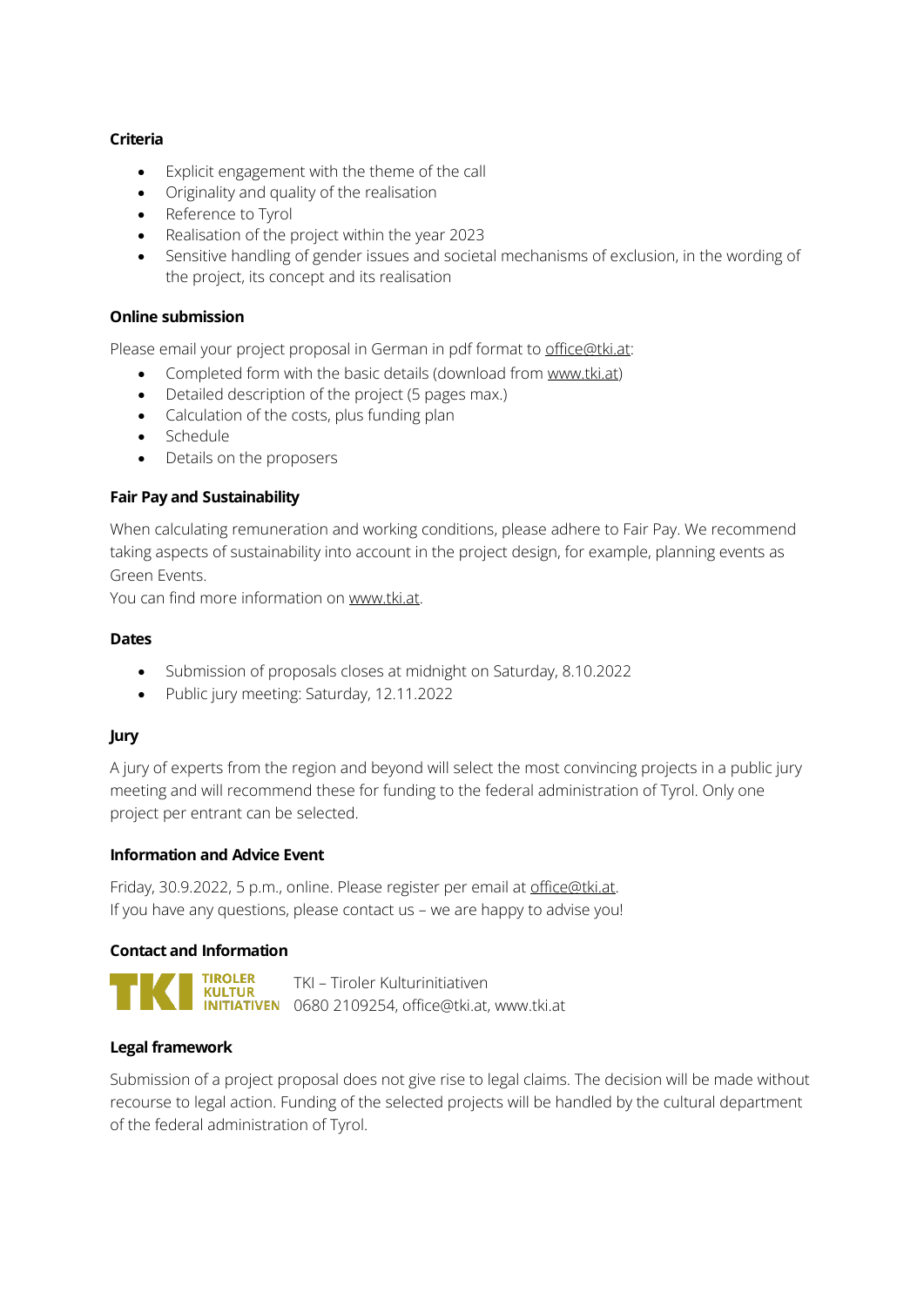**Criteria**

- Explicit engagement with the theme of the call
- Originality and quality of the realisation
- Reference to Tyrol
- Realisation of the project within the year 2023
- Sensitive handling of gender issues and societal mechanisms of exclusion, in the wording of the project, its concept and its realisation

**Online submission**

Please email your project proposal in German in pdf format to office@tki.at:

- Completed form with the basic details (download from www.tki.at)
- Detailed description of the project (5 pages max.)
- Calculation of the costs, plus funding plan
- Schedule
- Details on the proposers

**Fair Pay and Sustainability**

When calculating remuneration and working conditions, please adhere to Fair Pay. We recommend taking aspects of sustainability into account in the project design, for example, planning events as Green Events.
You can find more information on www.tki.at.

**Dates**

- Submission of proposals closes at midnight on Saturday, 8.10.2022
- Public jury meeting: Saturday, 12.11.2022

**Jury**

A jury of experts from the region and beyond will select the most convincing projects in a public jury meeting and will recommend these for funding to the federal administration of Tyrol. Only one project per entrant can be selected.

**Information and Advice Event**

Friday, 30.9.2022, 5 p.m., online. Please register per email at office@tki.at.
If you have any questions, please contact us – we are happy to advise you!

**Contact and Information**

TKI TIROLER KULTUR INITIATIVEN

TKI – Tiroler Kulturinitiativen
0680 2109254, office@tki.at, www.tki.at

**Legal framework**

Submission of a project proposal does not give rise to legal claims. The decision will be made without recourse to legal action. Funding of the selected projects will be handled by the cultural department of the federal administration of Tyrol.